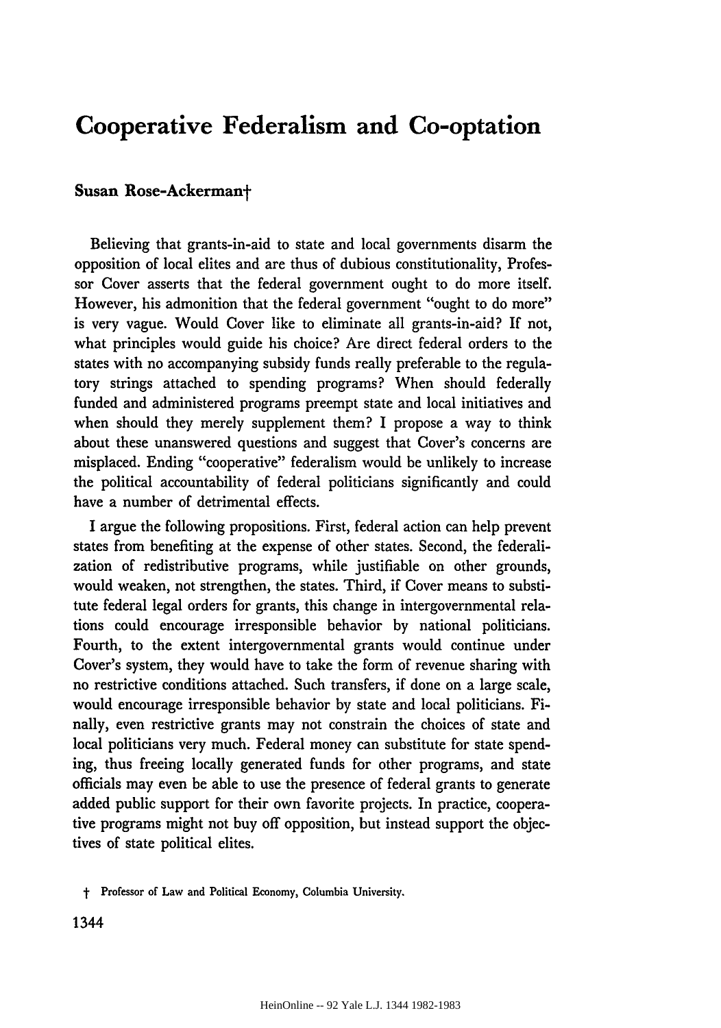# Cooperative Federalism and Co-optation

**Susan Rose-Ackerman†**

Believing that grants-in-aid to state and local governments disarm the opposition of local elites and are thus of dubious constitutionality, Professor Cover asserts that the federal government ought to do more itself. However, his admonition that the federal government "ought to do more" is very vague. Would Cover like to eliminate all grants-in-aid? If not, what principles would guide his choice? Are direct federal orders to the states with no accompanying subsidy funds really preferable to the regulatory strings attached to spending programs? When should federally funded and administered programs preempt state and local initiatives and when should they merely supplement them? I propose a way to think about these unanswered questions and suggest that Cover's concerns are misplaced. Ending "cooperative" federalism would be unlikely to increase the political accountability of federal politicians significantly and could have a number of detrimental effects.

I argue the following propositions. First, federal action can help prevent states from benefiting at the expense of other states. Second, the federalization of redistributive programs, while justifiable on other grounds, would weaken, not strengthen, the states. Third, if Cover means to substitute federal legal orders for grants, this change in intergovernmental relations could encourage irresponsible behavior by national politicians. Fourth, to the extent intergovernmental grants would continue under Cover's system, they would have to take the form of revenue sharing with no restrictive conditions attached. Such transfers, if done on a large scale, would encourage irresponsible behavior by state and local politicians. Finally, even restrictive grants may not constrain the choices of state and local politicians very much. Federal money can substitute for state spending, thus freeing locally generated funds for other programs, and state officials may even be able to use the presence of federal grants to generate added public support for their own favorite projects. In practice, cooperative programs might not buy off opposition, but instead support the objectives of state political elites.

† Professor of Law and Political Economy, Columbia University.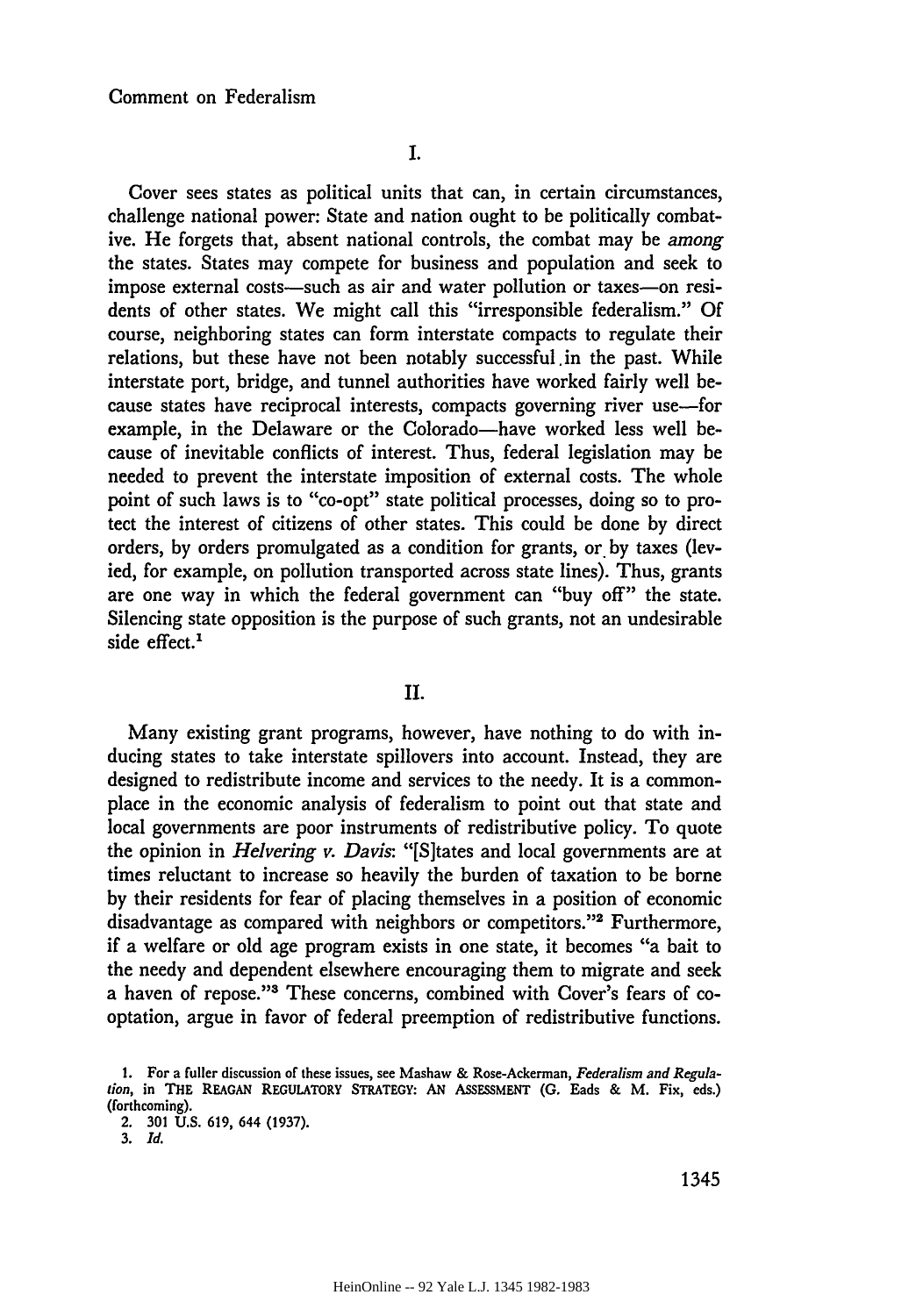## I.

Cover sees states as political units that can, in certain circumstances, challenge national power: State and nation ought to be politically combative. He forgets that, absent national controls, the combat may be *among* the states. States may compete for business and population and seek to impose external costs—such as air and water pollution or taxes—on residents of other states. We might call this "irresponsible federalism." Of course, neighboring states can form interstate compacts to regulate their relations, but these have not been notably successful in the past. While interstate port, bridge, and tunnel authorities have worked fairly well because states have reciprocal interests, compacts governing river use—for example, in the Delaware or the Colorado—have worked less well because of inevitable conflicts of interest. Thus, federal legislation may be needed to prevent the interstate imposition of external costs. The whole point of such laws is to "co-opt" state political processes, doing so to protect the interest of citizens of other states. This could be done by direct orders, by orders promulgated as a condition for grants, or by taxes (levied, for example, on pollution transported across state lines). Thus, grants are one way in which the federal government can "buy off" the state. Silencing state opposition is the purpose of such grants, not an undesirable side effect.[1]

## II.

Many existing grant programs, however, have nothing to do with inducing states to take interstate spillovers into account. Instead, they are designed to redistribute income and services to the needy. It is a commonplace in the economic analysis of federalism to point out that state and local governments are poor instruments of redistributive policy. To quote the opinion in *Helvering v. Davis*: "[S]tates and local governments are at times reluctant to increase so heavily the burden of taxation to be borne by their residents for fear of placing themselves in a position of economic disadvantage as compared with neighbors or competitors."[2] Furthermore, if a welfare or old age program exists in one state, it becomes "a bait to the needy and dependent elsewhere encouraging them to migrate and seek a haven of repose."[3] These concerns, combined with Cover's fears of co-optation, argue in favor of federal preemption of redistributive functions.

---

1. For a fuller discussion of these issues, see Mashaw & Rose-Ackerman, *Federalism and Regulation*, in THE REAGAN REGULATORY STRATEGY: AN ASSESSMENT (G. Eads & M. Fix, eds.) (forthcoming).

2. 301 U.S. 619, 644 (1937).

3. *Id.*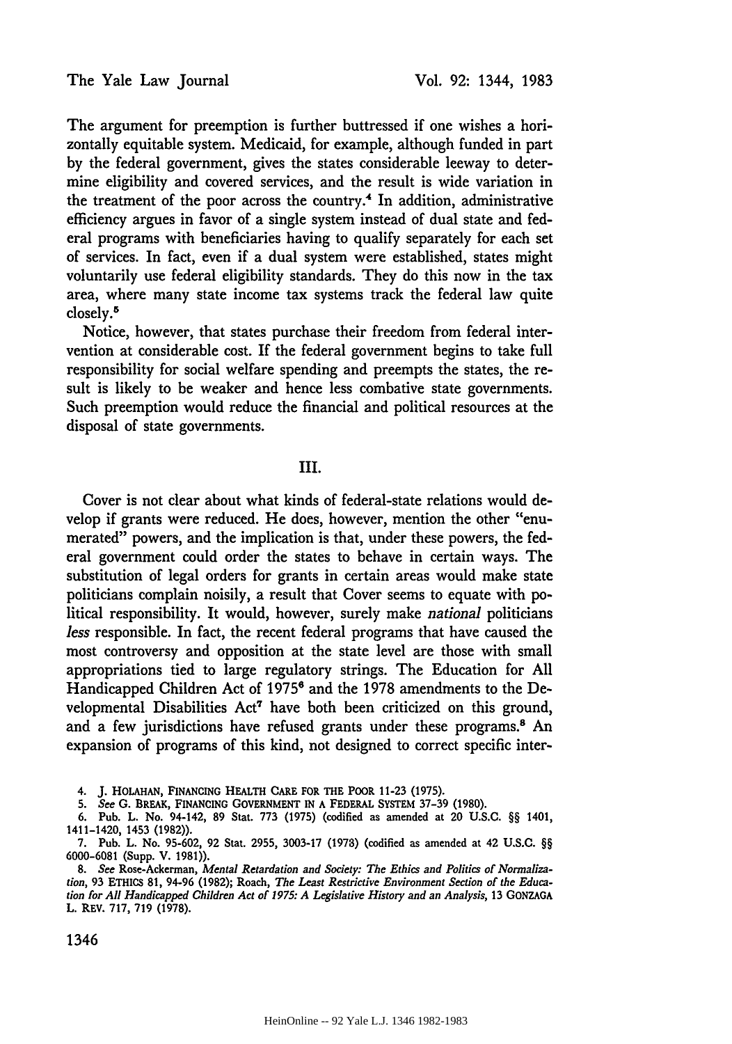The argument for preemption is further buttressed if one wishes a horizontally equitable system. Medicaid, for example, although funded in part by the federal government, gives the states considerable leeway to determine eligibility and covered services, and the result is wide variation in the treatment of the poor across the country.[4] In addition, administrative efficiency argues in favor of a single system instead of dual state and federal programs with beneficiaries having to qualify separately for each set of services. In fact, even if a dual system were established, states might voluntarily use federal eligibility standards. They do this now in the tax area, where many state income tax systems track the federal law quite closely.[5]

Notice, however, that states purchase their freedom from federal intervention at considerable cost. If the federal government begins to take full responsibility for social welfare spending and preempts the states, the result is likely to be weaker and hence less combative state governments. Such preemption would reduce the financial and political resources at the disposal of state governments.

## III.

Cover is not clear about what kinds of federal-state relations would develop if grants were reduced. He does, however, mention the other "enumerated" powers, and the implication is that, under these powers, the federal government could order the states to behave in certain ways. The substitution of legal orders for grants in certain areas would make state politicians complain noisily, a result that Cover seems to equate with political responsibility. It would, however, surely make *national* politicians *less* responsible. In fact, the recent federal programs that have caused the most controversy and opposition at the state level are those with small appropriations tied to large regulatory strings. The Education for All Handicapped Children Act of 1975[6] and the 1978 amendments to the Developmental Disabilities Act[7] have both been criticized on this ground, and a few jurisdictions have refused grants under these programs.[8] An expansion of programs of this kind, not designed to correct specific inter-

---

4. J. HOLAHAN, FINANCING HEALTH CARE FOR THE POOR 11-23 (1975).

5. *See* G. BREAK, FINANCING GOVERNMENT IN A FEDERAL SYSTEM 37-39 (1980).

6. Pub. L. No. 94-142, 89 Stat. 773 (1975) (codified as amended at 20 U.S.C. §§ 1401, 1411-1420, 1453 (1982)).

7. Pub. L. No. 95-602, 92 Stat. 2955, 3003-17 (1978) (codified as amended at 42 U.S.C. §§ 6000-6081 (Supp. V. 1981)).

8. *See* Rose-Ackerman, *Mental Retardation and Society: The Ethics and Politics of Normalization*, 93 ETHICS 81, 94-96 (1982); Roach, *The Least Restrictive Environment Section of the Education for All Handicapped Children Act of 1975: A Legislative History and an Analysis*, 13 GONZAGA L. REV. 717, 719 (1978).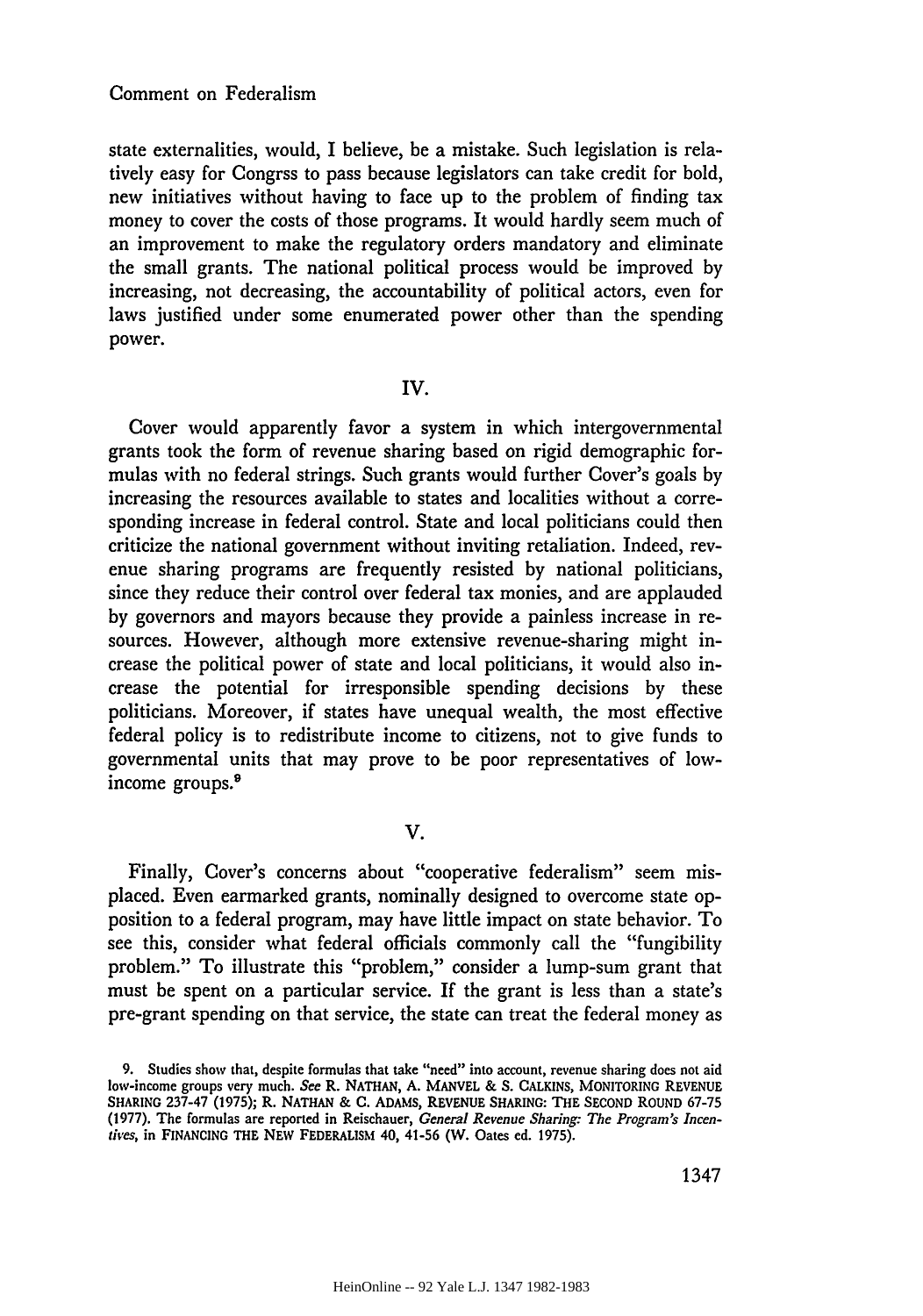state externalities, would, I believe, be a mistake. Such legislation is relatively easy for Congrss to pass because legislators can take credit for bold, new initiatives without having to face up to the problem of finding tax money to cover the costs of those programs. It would hardly seem much of an improvement to make the regulatory orders mandatory and eliminate the small grants. The national political process would be improved by increasing, not decreasing, the accountability of political actors, even for laws justified under some enumerated power other than the spending power.

## IV.

Cover would apparently favor a system in which intergovernmental grants took the form of revenue sharing based on rigid demographic formulas with no federal strings. Such grants would further Cover's goals by increasing the resources available to states and localities without a corresponding increase in federal control. State and local politicians could then criticize the national government without inviting retaliation. Indeed, revenue sharing programs are frequently resisted by national politicians, since they reduce their control over federal tax monies, and are applauded by governors and mayors because they provide a painless increase in resources. However, although more extensive revenue-sharing might increase the political power of state and local politicians, it would also increase the potential for irresponsible spending decisions by these politicians. Moreover, if states have unequal wealth, the most effective federal policy is to redistribute income to citizens, not to give funds to governmental units that may prove to be poor representatives of low-income groups.[9]

## V.

Finally, Cover's concerns about "cooperative federalism" seem misplaced. Even earmarked grants, nominally designed to overcome state opposition to a federal program, may have little impact on state behavior. To see this, consider what federal officials commonly call the "fungibility problem." To illustrate this "problem," consider a lump-sum grant that must be spent on a particular service. If the grant is less than a state's pre-grant spending on that service, the state can treat the federal money as

9. Studies show that, despite formulas that take "need" into account, revenue sharing does not aid low-income groups very much. *See* R. NATHAN, A. MANVEL & S. CALKINS, MONITORING REVENUE SHARING 237-47 (1975); R. NATHAN & C. ADAMS, REVENUE SHARING: THE SECOND ROUND 67-75 (1977). The formulas are reported in Reischauer, *General Revenue Sharing: The Program's Incentives*, in FINANCING THE NEW FEDERALISM 40, 41-56 (W. Oates ed. 1975).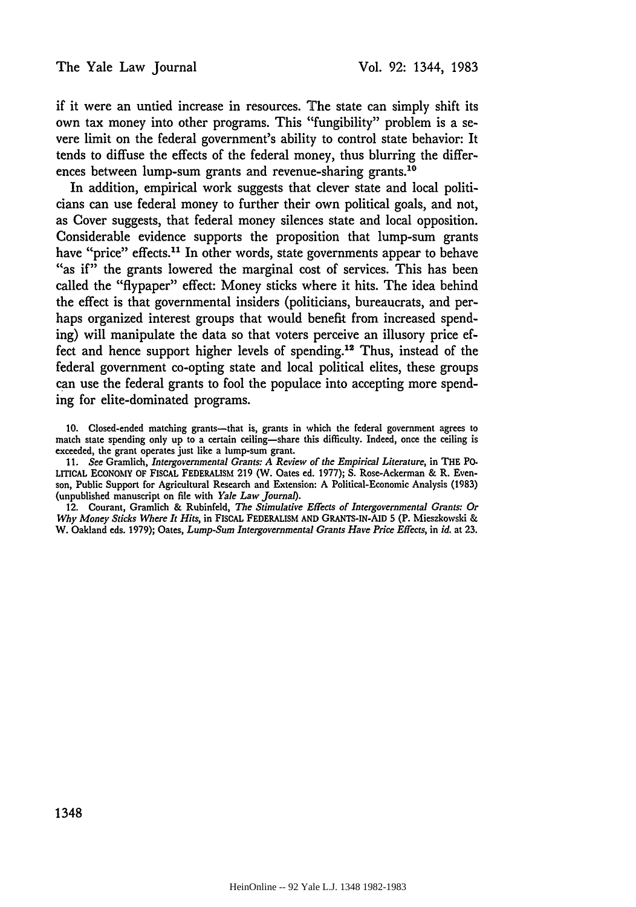if it were an untied increase in resources. The state can simply shift its own tax money into other programs. This "fungibility" problem is a severe limit on the federal government's ability to control state behavior: It tends to diffuse the effects of the federal money, thus blurring the differences between lump-sum grants and revenue-sharing grants.[10]

In addition, empirical work suggests that clever state and local politicians can use federal money to further their own political goals, and not, as Cover suggests, that federal money silences state and local opposition. Considerable evidence supports the proposition that lump-sum grants have "price" effects.[11] In other words, state governments appear to behave "as if" the grants lowered the marginal cost of services. This has been called the "flypaper" effect: Money sticks where it hits. The idea behind the effect is that governmental insiders (politicians, bureaucrats, and perhaps organized interest groups that would benefit from increased spending) will manipulate the data so that voters perceive an illusory price effect and hence support higher levels of spending.[12] Thus, instead of the federal government co-opting state and local political elites, these groups can use the federal grants to fool the populace into accepting more spending for elite-dominated programs.

10. Closed-ended matching grants—that is, grants in which the federal government agrees to match state spending only up to a certain ceiling—share this difficulty. Indeed, once the ceiling is exceeded, the grant operates just like a lump-sum grant.

11. *See* Gramlich, *Intergovernmental Grants: A Review of the Empirical Literature*, in THE POLITICAL ECONOMY OF FISCAL FEDERALISM 219 (W. Oates ed. 1977); S. Rose-Ackerman & R. Evenson, Public Support for Agricultural Research and Extension: A Political-Economic Analysis (1983) (unpublished manuscript on file with *Yale Law Journal*).

12. Courant, Gramlich & Rubinfeld, *The Stimulative Effects of Intergovernmental Grants: Or Why Money Sticks Where It Hits*, in FISCAL FEDERALISM AND GRANTS-IN-AID 5 (P. Mieszkowski & W. Oakland eds. 1979); Oates, *Lump-Sum Intergovernmental Grants Have Price Effects*, in *id.* at 23.